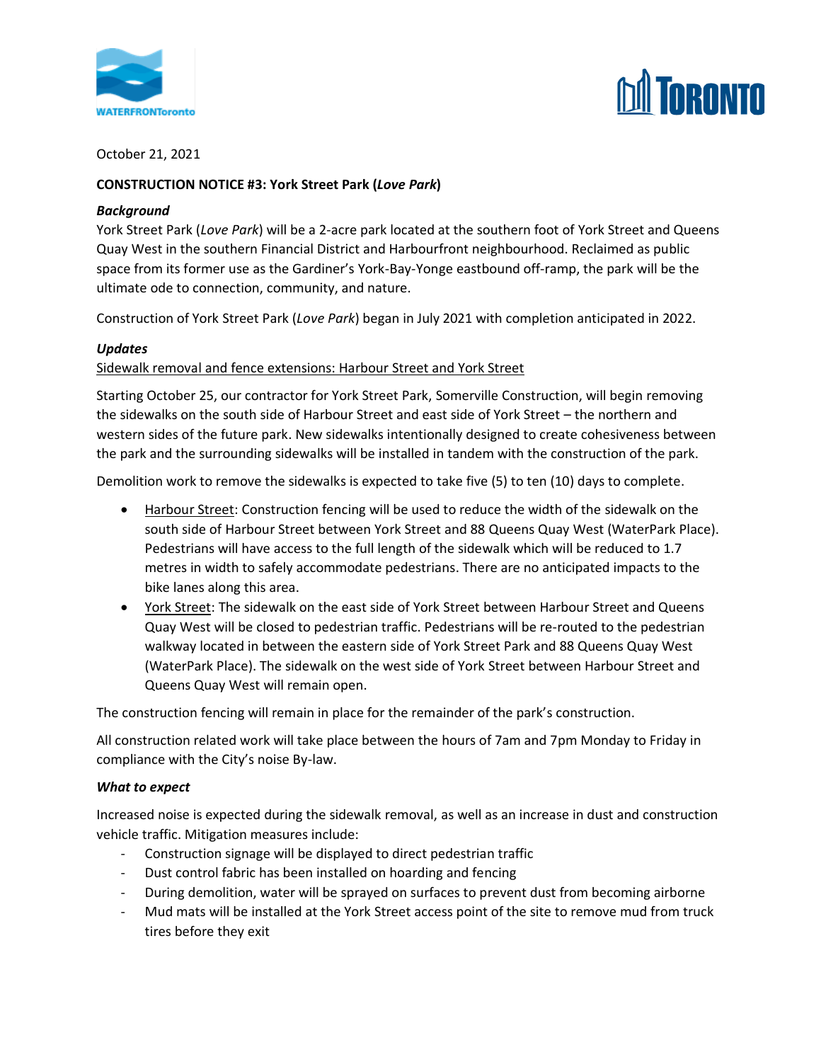October 21, 2021

**CONSTRUCTION NOTICE #3: York Street Park (*Love Park*)**

***Background***

York Street Park (*Love Park*) will be a 2-acre park located at the southern foot of York Street and Queens Quay West in the southern Financial District and Harbourfront neighbourhood. Reclaimed as public space from its former use as the Gardiner's York-Bay-Yonge eastbound off-ramp, the park will be the ultimate ode to connection, community, and nature.

Construction of York Street Park (*Love Park*) began in July 2021 with completion anticipated in 2022.

***Updates***

Sidewalk removal and fence extensions: Harbour Street and York Street

Starting October 25, our contractor for York Street Park, Somerville Construction, will begin removing the sidewalks on the south side of Harbour Street and east side of York Street – the northern and western sides of the future park. New sidewalks intentionally designed to create cohesiveness between the park and the surrounding sidewalks will be installed in tandem with the construction of the park.

Demolition work to remove the sidewalks is expected to take five (5) to ten (10) days to complete.

- Harbour Street: Construction fencing will be used to reduce the width of the sidewalk on the south side of Harbour Street between York Street and 88 Queens Quay West (WaterPark Place). Pedestrians will have access to the full length of the sidewalk which will be reduced to 1.7 metres in width to safely accommodate pedestrians. There are no anticipated impacts to the bike lanes along this area.
- York Street: The sidewalk on the east side of York Street between Harbour Street and Queens Quay West will be closed to pedestrian traffic. Pedestrians will be re-routed to the pedestrian walkway located in between the eastern side of York Street Park and 88 Queens Quay West (WaterPark Place). The sidewalk on the west side of York Street between Harbour Street and Queens Quay West will remain open.

The construction fencing will remain in place for the remainder of the park's construction.

All construction related work will take place between the hours of 7am and 7pm Monday to Friday in compliance with the City's noise By-law.

***What to expect***

Increased noise is expected during the sidewalk removal, as well as an increase in dust and construction vehicle traffic. Mitigation measures include:

- Construction signage will be displayed to direct pedestrian traffic
- Dust control fabric has been installed on hoarding and fencing
- During demolition, water will be sprayed on surfaces to prevent dust from becoming airborne
- Mud mats will be installed at the York Street access point of the site to remove mud from truck tires before they exit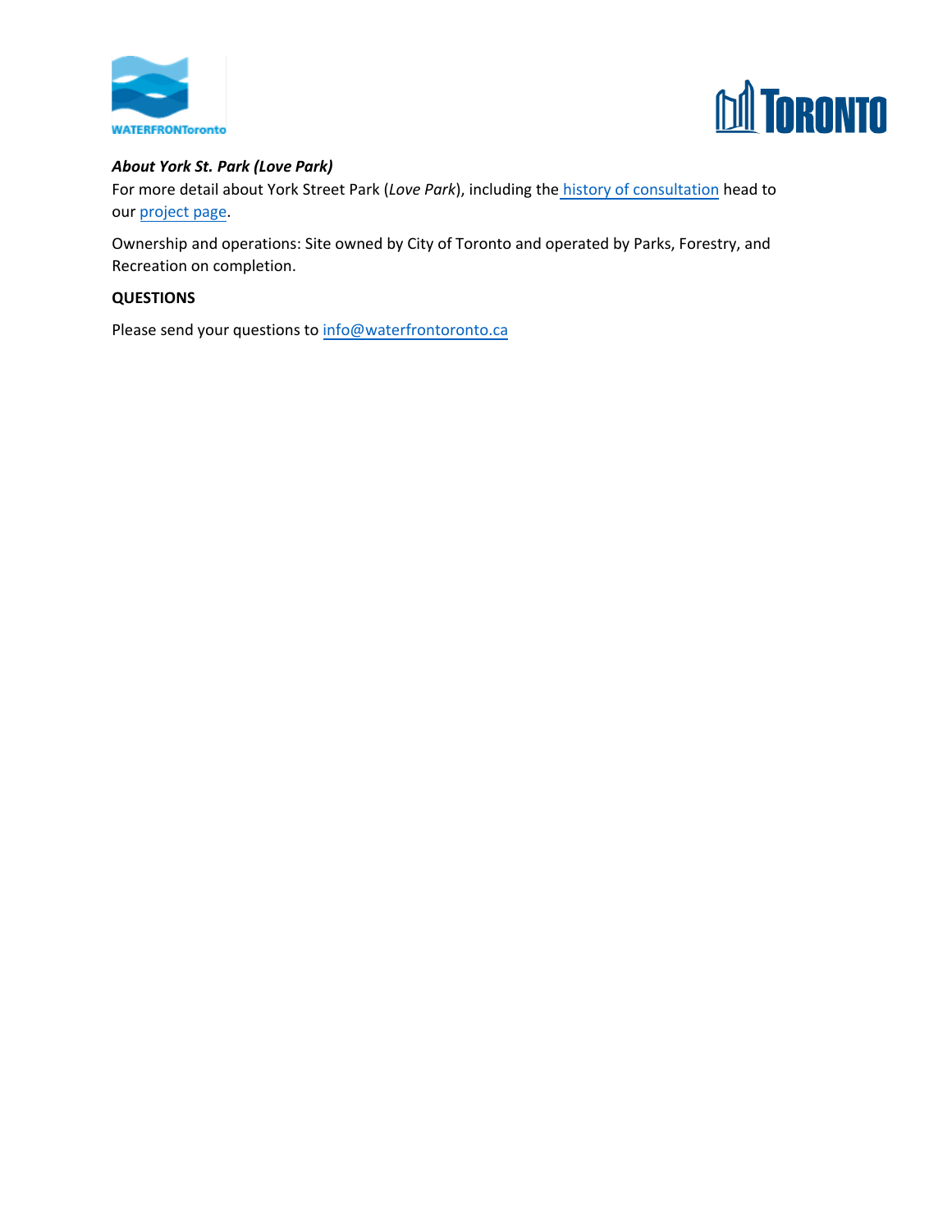***About York St. Park (Love Park)***

For more detail about York Street Park (*Love Park*), including the history of consultation head to our project page.

Ownership and operations: Site owned by City of Toronto and operated by Parks, Forestry, and Recreation on completion.

**QUESTIONS**

Please send your questions to info@waterfrontoronto.ca